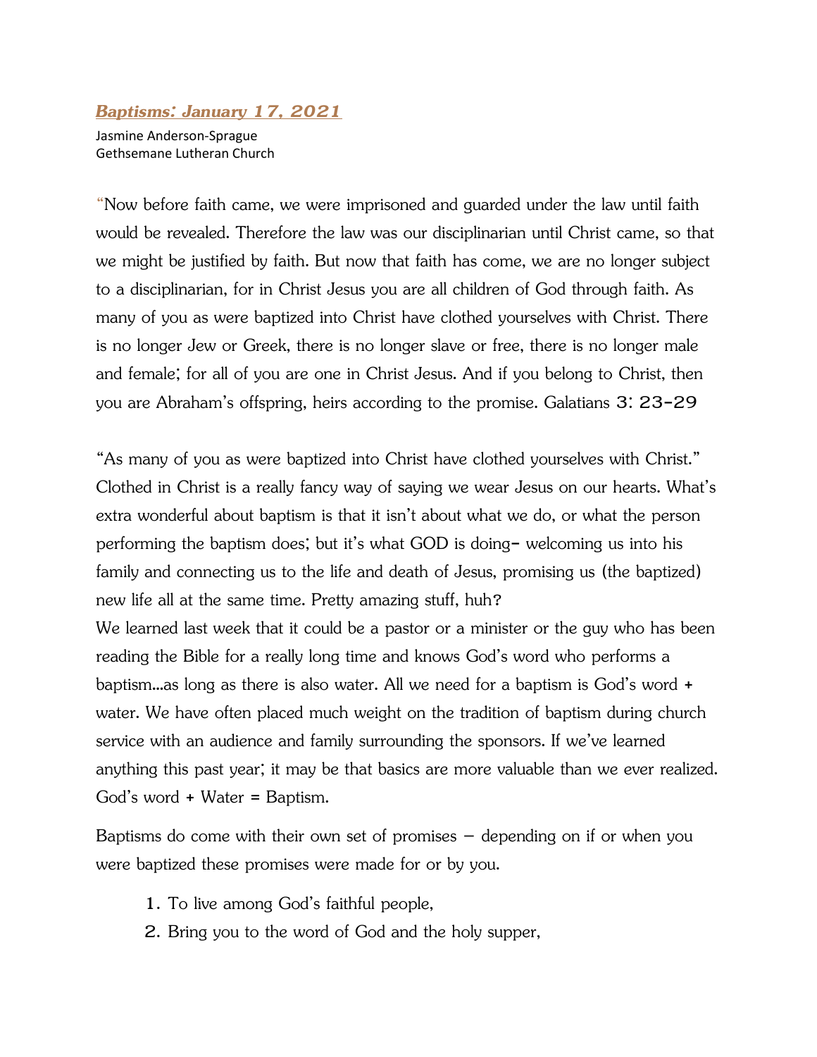## ***Baptisms: January 17, 2021***

Jasmine Anderson-Sprague
Gethsemane Lutheran Church

"Now before faith came, we were imprisoned and guarded under the law until faith would be revealed. Therefore the law was our disciplinarian until Christ came, so that we might be justified by faith. But now that faith has come, we are no longer subject to a disciplinarian, for in Christ Jesus you are all children of God through faith. As many of you as were baptized into Christ have clothed yourselves with Christ. There is no longer Jew or Greek, there is no longer slave or free, there is no longer male and female; for all of you are one in Christ Jesus. And if you belong to Christ, then you are Abraham's offspring, heirs according to the promise. Galatians 3: 23-29

"As many of you as were baptized into Christ have clothed yourselves with Christ." Clothed in Christ is a really fancy way of saying we wear Jesus on our hearts. What's extra wonderful about baptism is that it isn't about what we do, or what the person performing the baptism does; but it's what GOD is doing- welcoming us into his family and connecting us to the life and death of Jesus, promising us (the baptized) new life all at the same time. Pretty amazing stuff, huh?
We learned last week that it could be a pastor or a minister or the guy who has been reading the Bible for a really long time and knows God's word who performs a baptism...as long as there is also water. All we need for a baptism is God's word + water. We have often placed much weight on the tradition of baptism during church service with an audience and family surrounding the sponsors. If we've learned anything this past year; it may be that basics are more valuable than we ever realized. God's word + Water = Baptism.

Baptisms do come with their own set of promises – depending on if or when you were baptized these promises were made for or by you.

1. To live among God's faithful people,
2. Bring you to the word of God and the holy supper,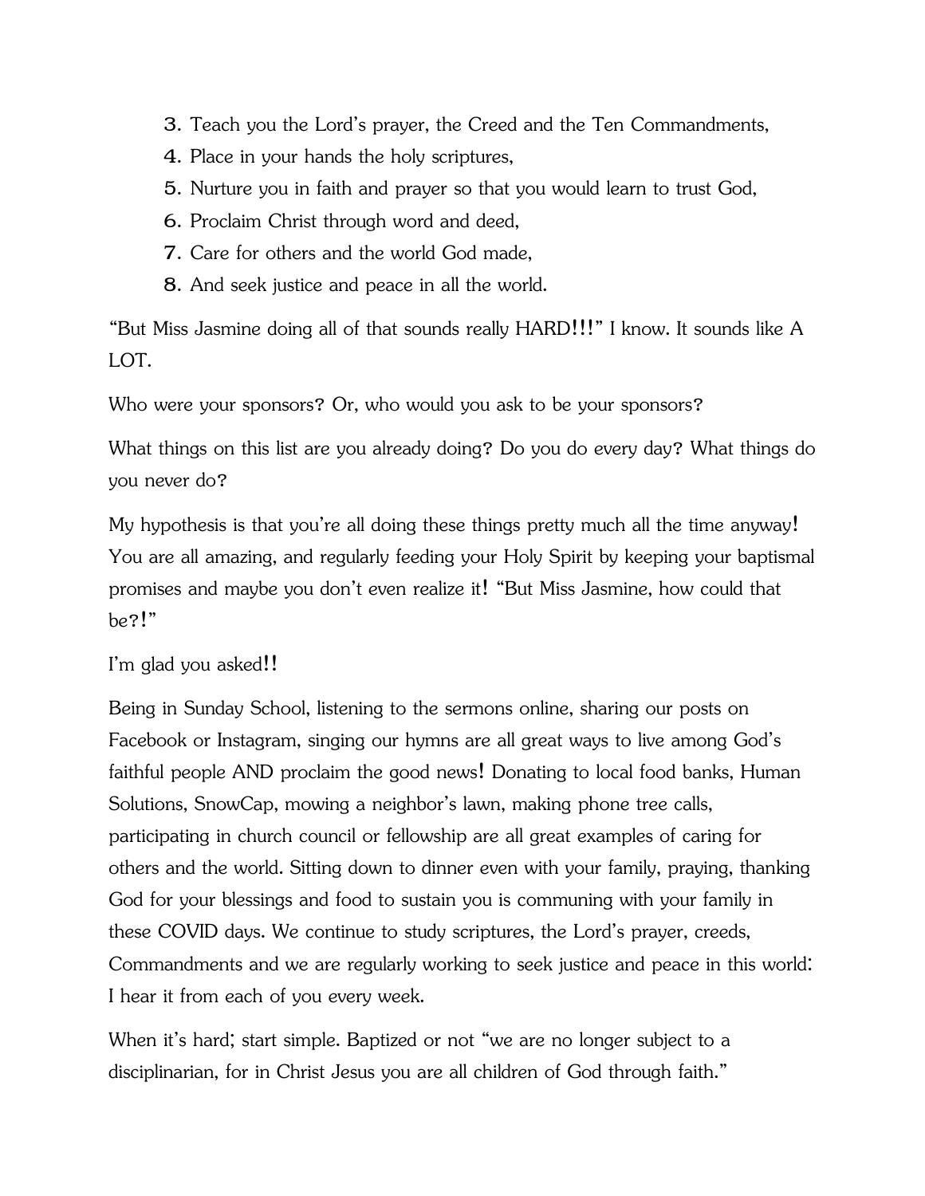3. Teach you the Lord's prayer, the Creed and the Ten Commandments,
4. Place in your hands the holy scriptures,
5. Nurture you in faith and prayer so that you would learn to trust God,
6. Proclaim Christ through word and deed,
7. Care for others and the world God made,
8. And seek justice and peace in all the world.

"But Miss Jasmine doing all of that sounds really HARD!!!" I know. It sounds like A LOT.

Who were your sponsors? Or, who would you ask to be your sponsors?

What things on this list are you already doing? Do you do every day? What things do you never do?

My hypothesis is that you're all doing these things pretty much all the time anyway! You are all amazing, and regularly feeding your Holy Spirit by keeping your baptismal promises and maybe you don't even realize it! "But Miss Jasmine, how could that be?!"

I'm glad you asked!!

Being in Sunday School, listening to the sermons online, sharing our posts on Facebook or Instagram, singing our hymns are all great ways to live among God's faithful people AND proclaim the good news! Donating to local food banks, Human Solutions, SnowCap, mowing a neighbor's lawn, making phone tree calls, participating in church council or fellowship are all great examples of caring for others and the world. Sitting down to dinner even with your family, praying, thanking God for your blessings and food to sustain you is communing with your family in these COVID days. We continue to study scriptures, the Lord's prayer, creeds, Commandments and we are regularly working to seek justice and peace in this world: I hear it from each of you every week.

When it's hard; start simple. Baptized or not "we are no longer subject to a disciplinarian, for in Christ Jesus you are all children of God through faith."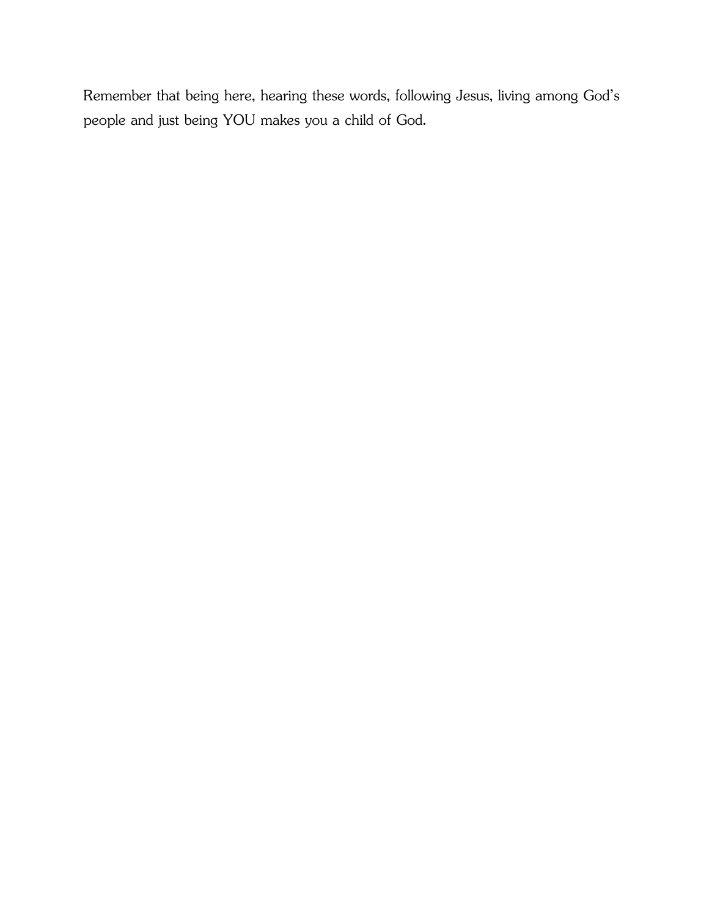Remember that being here, hearing these words, following Jesus, living among God's people and just being YOU makes you a child of God.